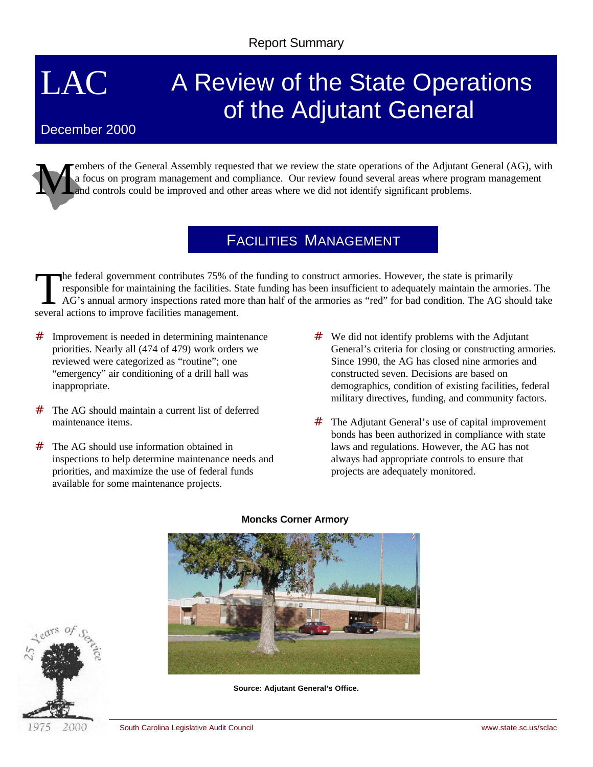Report Summary

# LAC — A Review of the State Operations of the Adjutant General

December 2000

Members of the General Assembly requested that we review the state operations of the Adjutant General (AG), with a focus on program management and compliance. Our review found several areas where program management and controls could be improved and other areas where we did not identify significant problems.

## Facilities Management

The federal government contributes 75% of the funding to construct armories. However, the state is primarily responsible for maintaining the facilities. State funding has been insufficient to adequately maintain the armories. The AG's annual armory inspections rated more than half of the armories as "red" for bad condition. The AG should take several actions to improve facilities management.

- Improvement is needed in determining maintenance priorities. Nearly all (474 of 479) work orders we reviewed were categorized as "routine"; one "emergency" air conditioning of a drill hall was inappropriate.
- The AG should maintain a current list of deferred maintenance items.
- The AG should use information obtained in inspections to help determine maintenance needs and priorities, and maximize the use of federal funds available for some maintenance projects.
- We did not identify problems with the Adjutant General's criteria for closing or constructing armories. Since 1990, the AG has closed nine armories and constructed seven. Decisions are based on demographics, condition of existing facilities, federal military directives, funding, and community factors.
- The Adjutant General's use of capital improvement bonds has been authorized in compliance with state laws and regulations. However, the AG has not always had appropriate controls to ensure that projects are adequately monitored.

**Moncks Corner Armory**

**Source: Adjutant General's Office.**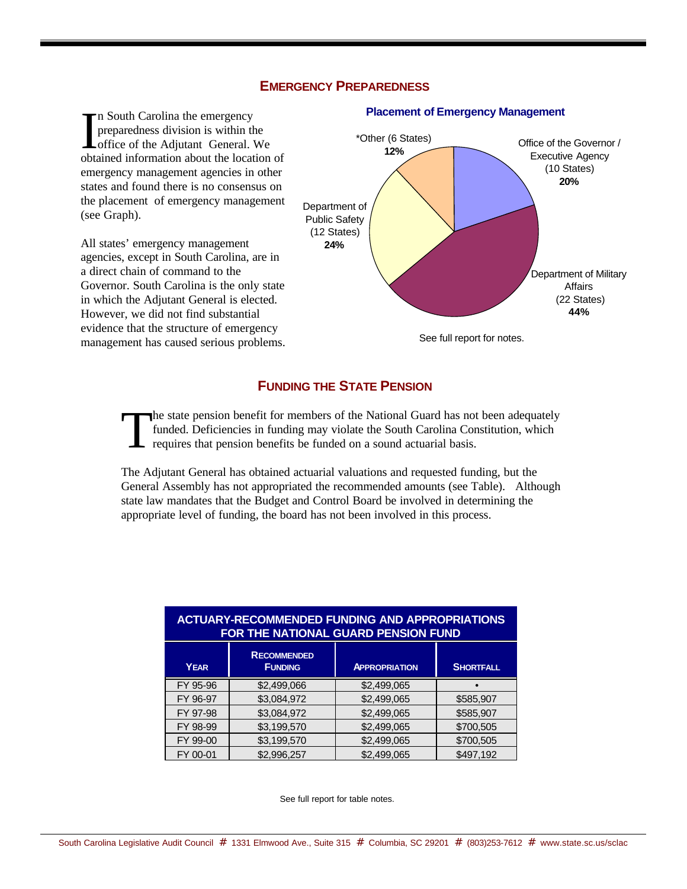## EMERGENCY PREPAREDNESS

In South Carolina the emergency preparedness division is within the office of the Adjutant General. We obtained information about the location of emergency management agencies in other states and found there is no consensus on the placement of emergency management (see Graph).

All states' emergency management agencies, except in South Carolina, are in a direct chain of command to the Governor. South Carolina is the only state in which the Adjutant General is elected. However, we did not find substantial evidence that the structure of emergency management has caused serious problems.

**Placement of Emergency Management**

- Office of the Governor / Executive Agency (10 States) **20%**
- Department of Military Affairs (22 States) **44%**
- Department of Public Safety (12 States) **24%**
- *Other (6 States) **12%**

See full report for notes.

## FUNDING THE STATE PENSION

The state pension benefit for members of the National Guard has not been adequately funded. Deficiencies in funding may violate the South Carolina Constitution, which requires that pension benefits be funded on a sound actuarial basis.

The Adjutant General has obtained actuarial valuations and requested funding, but the General Assembly has not appropriated the recommended amounts (see Table). Although state law mandates that the Budget and Control Board be involved in determining the appropriate level of funding, the board has not been involved in this process.

**ACTUARY-RECOMMENDED FUNDING AND APPROPRIATIONS FOR THE NATIONAL GUARD PENSION FUND**

| YEAR | RECOMMENDED FUNDING | APPROPRIATION | SHORTFALL |
|---|---|---|---|
| FY 95-96 | $2,499,066 | $2,499,065 | • |
| FY 96-97 | $3,084,972 | $2,499,065 | $585,907 |
| FY 97-98 | $3,084,972 | $2,499,065 | $585,907 |
| FY 98-99 | $3,199,570 | $2,499,065 | $700,505 |
| FY 99-00 | $3,199,570 | $2,499,065 | $700,505 |
| FY 00-01 | $2,996,257 | $2,499,065 | $497,192 |

See full report for table notes.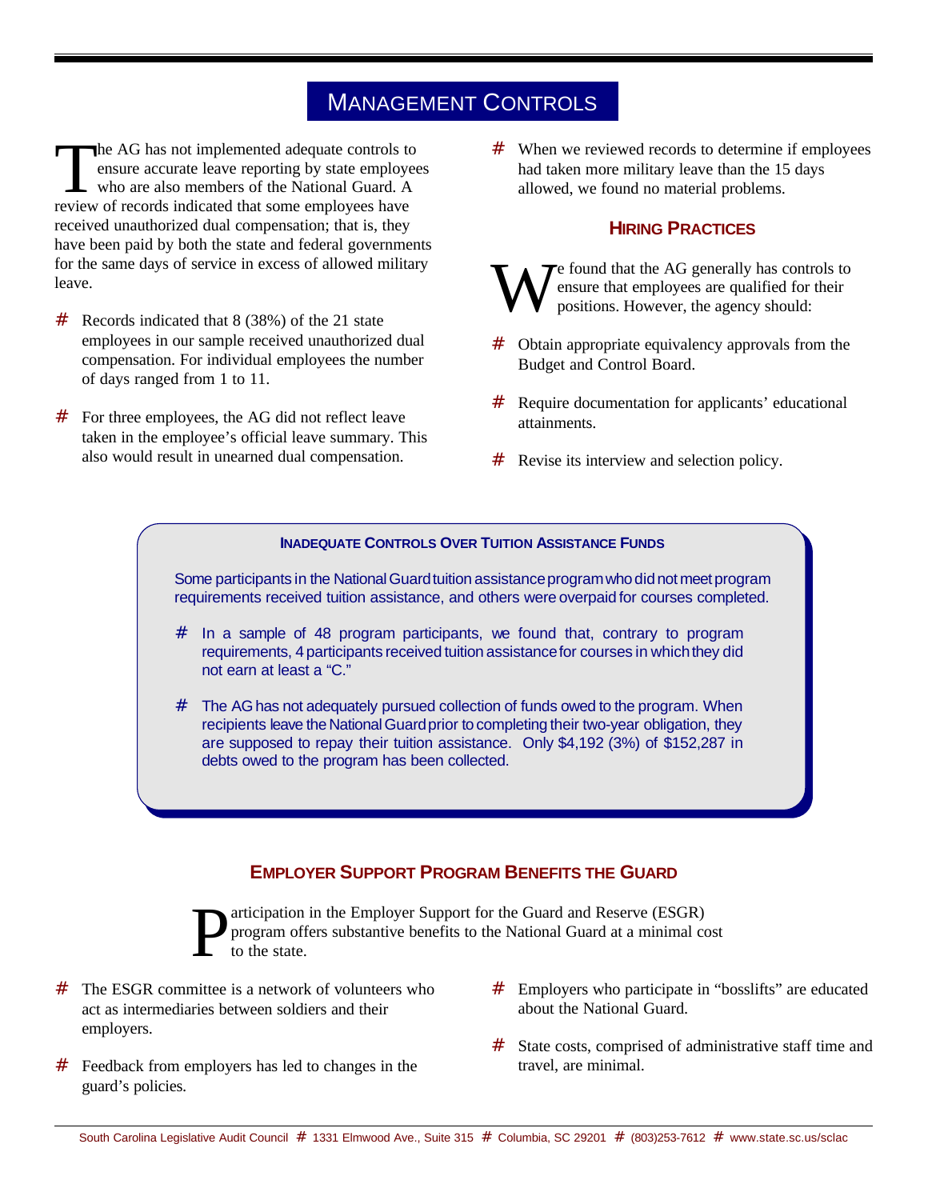## Management Controls

The AG has not implemented adequate controls to ensure accurate leave reporting by state employees who are also members of the National Guard. A review of records indicated that some employees have received unauthorized dual compensation; that is, they have been paid by both the state and federal governments for the same days of service in excess of allowed military leave.

- Records indicated that 8 (38%) of the 21 state employees in our sample received unauthorized dual compensation. For individual employees the number of days ranged from 1 to 11.
- For three employees, the AG did not reflect leave taken in the employee's official leave summary. This also would result in unearned dual compensation.
- When we reviewed records to determine if employees had taken more military leave than the 15 days allowed, we found no material problems.

### Hiring Practices

We found that the AG generally has controls to ensure that employees are qualified for their positions. However, the agency should:

- Obtain appropriate equivalency approvals from the Budget and Control Board.
- Require documentation for applicants' educational attainments.
- Revise its interview and selection policy.

### Inadequate Controls Over Tuition Assistance Funds

Some participants in the National Guard tuition assistance program who did not meet program requirements received tuition assistance, and others were overpaid for courses completed.

- In a sample of 48 program participants, we found that, contrary to program requirements, 4 participants received tuition assistance for courses in which they did not earn at least a "C."
- The AG has not adequately pursued collection of funds owed to the program. When recipients leave the National Guard prior to completing their two-year obligation, they are supposed to repay their tuition assistance. Only $4,192 (3%) of $152,287 in debts owed to the program has been collected.

### Employer Support Program Benefits the Guard

Participation in the Employer Support for the Guard and Reserve (ESGR) program offers substantive benefits to the National Guard at a minimal cost to the state.

- The ESGR committee is a network of volunteers who act as intermediaries between soldiers and their employers.
- Feedback from employers has led to changes in the guard's policies.
- Employers who participate in "bosslifts" are educated about the National Guard.
- State costs, comprised of administrative staff time and travel, are minimal.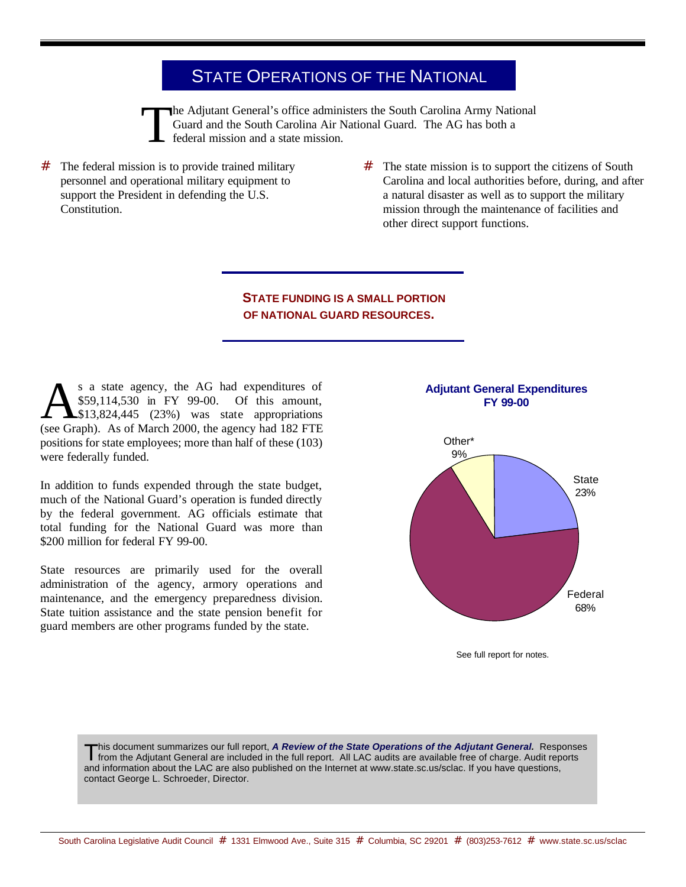## STATE OPERATIONS OF THE NATIONAL

The Adjutant General's office administers the South Carolina Army National Guard and the South Carolina Air National Guard. The AG has both a federal mission and a state mission.

- The federal mission is to provide trained military personnel and operational military equipment to support the President in defending the U.S. Constitution.
- The state mission is to support the citizens of South Carolina and local authorities before, during, and after a natural disaster as well as to support the military mission through the maintenance of facilities and other direct support functions.

**STATE FUNDING IS A SMALL PORTION OF NATIONAL GUARD RESOURCES.**

As a state agency, the AG had expenditures of $59,114,530 in FY 99-00. Of this amount, $13,824,445 (23%) was state appropriations (see Graph). As of March 2000, the agency had 182 FTE positions for state employees; more than half of these (103) were federally funded.

In addition to funds expended through the state budget, much of the National Guard's operation is funded directly by the federal government. AG officials estimate that total funding for the National Guard was more than $200 million for federal FY 99-00.

State resources are primarily used for the overall administration of the agency, armory operations and maintenance, and the emergency preparedness division. State tuition assistance and the state pension benefit for guard members are other programs funded by the state.

**Adjutant General Expenditures FY 99-00**

Other* 9%

State 23%

Federal 68%

See full report for notes.

This document summarizes our full report, ***A Review of the State Operations of the Adjutant General.*** Responses from the Adjutant General are included in the full report. All LAC audits are available free of charge. Audit reports and information about the LAC are also published on the Internet at www.state.sc.us/sclac. If you have questions, contact George L. Schroeder, Director.

South Carolina Legislative Audit Council # 1331 Elmwood Ave., Suite 315 # Columbia, SC 29201 # (803)253-7612 # www.state.sc.us/sclac